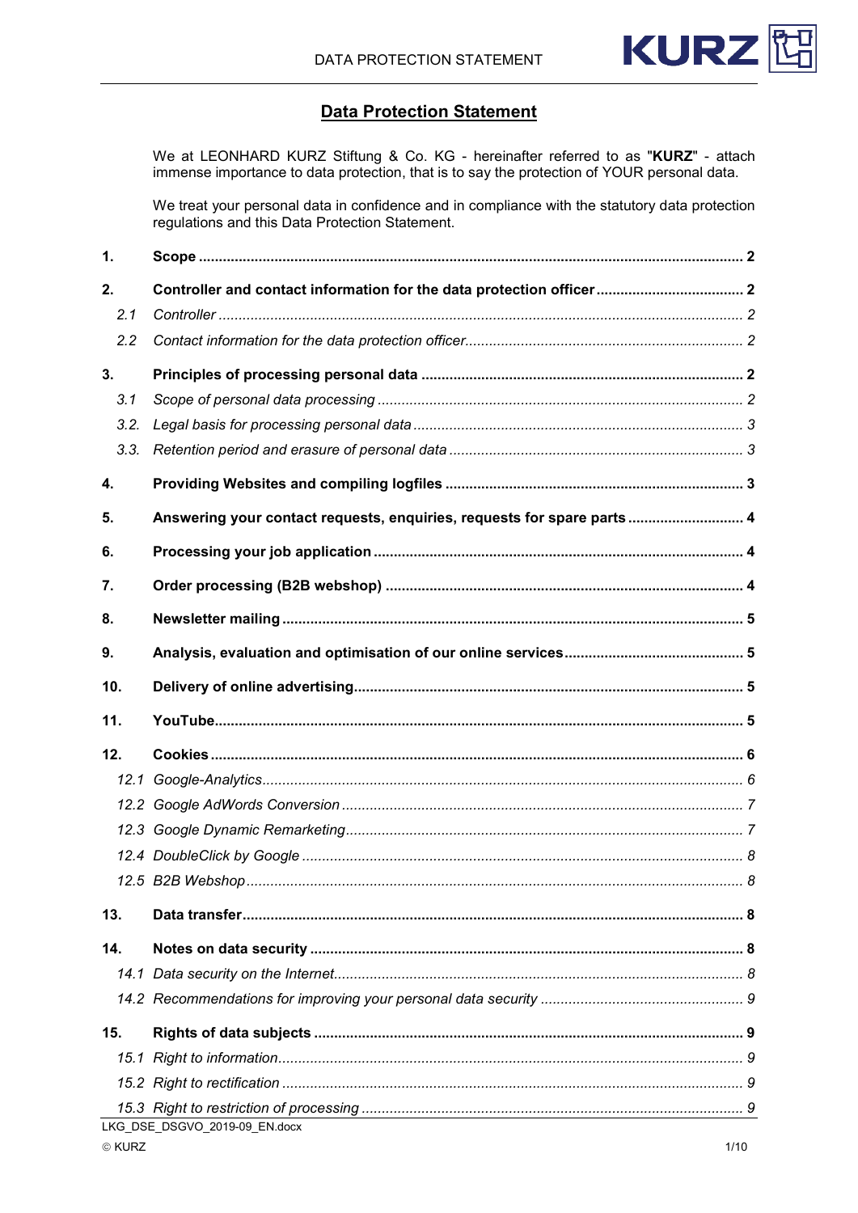# Data Protection Statement

We at LEONHARD KURZ Stiftung & Co. KG - hereinafter referred to as "**KURZ**" - attach immense importance to data protection, that is to say the protection of YOUR personal data.

We treat your personal data in confidence and in compliance with the statutory data protection regulations and this Data Protection Statement.

**1. Scope** ..... 2

**2. Controller and contact information for the data protection officer** ..... 2

- *2.1 Controller* ..... 2
- *2.2 Contact information for the data protection officer* ..... 2

**3. Principles of processing personal data** ..... 2

- *3.1 Scope of personal data processing* ..... 2
- *3.2. Legal basis for processing personal data* ..... 3
- *3.3. Retention period and erasure of personal data* ..... 3

**4. Providing Websites and compiling logfiles** ..... 3

**5. Answering your contact requests, enquiries, requests for spare parts** ..... 4

**6. Processing your job application** ..... 4

**7. Order processing (B2B webshop)** ..... 4

**8. Newsletter mailing** ..... 5

**9. Analysis, evaluation and optimisation of our online services** ..... 5

**10. Delivery of online advertising** ..... 5

**11. YouTube** ..... 5

**12. Cookies** ..... 6

- *12.1 Google-Analytics* ..... 6
- *12.2 Google AdWords Conversion* ..... 7
- *12.3 Google Dynamic Remarketing* ..... 7
- *12.4 DoubleClick by Google* ..... 8
- *12.5 B2B Webshop* ..... 8

**13. Data transfer** ..... 8

**14. Notes on data security** ..... 8

- *14.1 Data security on the Internet* ..... 8
- *14.2 Recommendations for improving your personal data security* ..... 9

**15. Rights of data subjects** ..... 9

- *15.1 Right to information* ..... 9
- *15.2 Right to rectification* ..... 9
- *15.3 Right to restriction of processing* ..... 9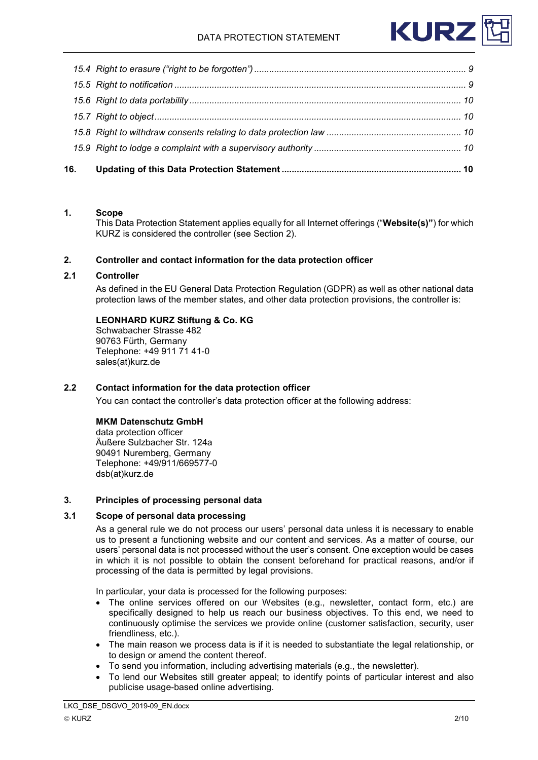*15.4 Right to erasure (“right to be forgotten”) .................................................................................... 9*

*15.5 Right to notification .................................................................................................................... 9*

*15.6 Right to data portability ............................................................................................................ 10*

*15.7 Right to object ............................................................................................................................ 10*

*15.8 Right to withdraw consents relating to data protection law ...................................................... 10*

*15.9 Right to lodge a complaint with a supervisory authority ........................................................... 10*

**16. Updating of this Data Protection Statement ...................................................................... 10**

## 1. Scope

This Data Protection Statement applies equally for all Internet offerings (“**Website(s)”**) for which KURZ is considered the controller (see Section 2).

## 2. Controller and contact information for the data protection officer

### 2.1 Controller

As defined in the EU General Data Protection Regulation (GDPR) as well as other national data protection laws of the member states, and other data protection provisions, the controller is:

**LEONHARD KURZ Stiftung & Co. KG**
Schwabacher Strasse 482
90763 Fürth, Germany
Telephone: +49 911 71 41-0
sales(at)kurz.de

### 2.2 Contact information for the data protection officer

You can contact the controller’s data protection officer at the following address:

**MKM Datenschutz GmbH**
data protection officer
Äußere Sulzbacher Str. 124a
90491 Nuremberg, Germany
Telephone: +49/911/669577-0
dsb(at)kurz.de

## 3. Principles of processing personal data

### 3.1 Scope of personal data processing

As a general rule we do not process our users’ personal data unless it is necessary to enable us to present a functioning website and our content and services. As a matter of course, our users’ personal data is not processed without the user’s consent. One exception would be cases in which it is not possible to obtain the consent beforehand for practical reasons, and/or if processing of the data is permitted by legal provisions.

In particular, your data is processed for the following purposes:

- The online services offered on our Websites (e.g., newsletter, contact form, etc.) are specifically designed to help us reach our business objectives. To this end, we need to continuously optimise the services we provide online (customer satisfaction, security, user friendliness, etc.).
- The main reason we process data is if it is needed to substantiate the legal relationship, or to design or amend the content thereof.
- To send you information, including advertising materials (e.g., the newsletter).
- To lend our Websites still greater appeal; to identify points of particular interest and also publicise usage-based online advertising.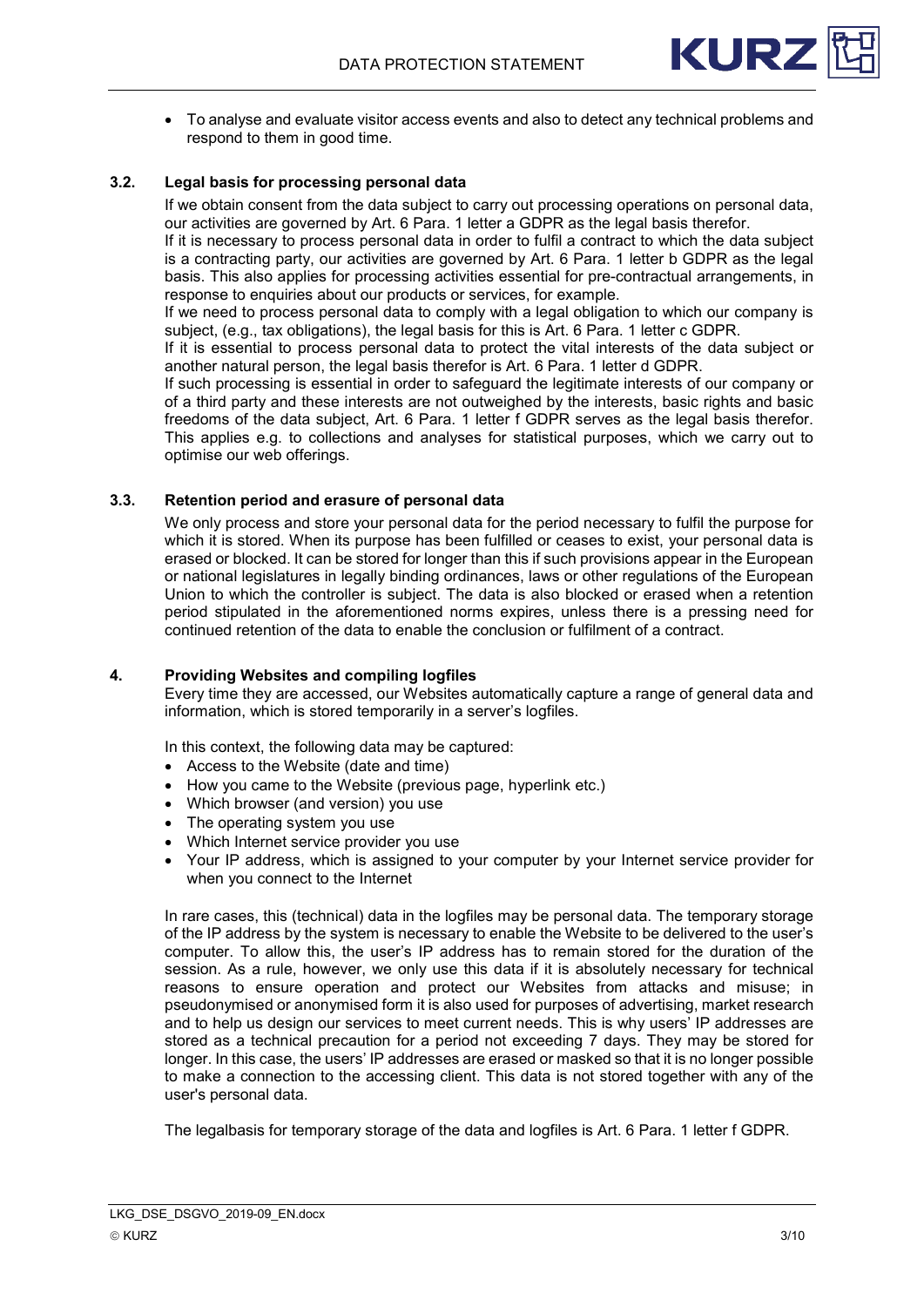- To analyse and evaluate visitor access events and also to detect any technical problems and respond to them in good time.

### 3.2. Legal basis for processing personal data

If we obtain consent from the data subject to carry out processing operations on personal data, our activities are governed by Art. 6 Para. 1 letter a GDPR as the legal basis therefor.
If it is necessary to process personal data in order to fulfil a contract to which the data subject is a contracting party, our activities are governed by Art. 6 Para. 1 letter b GDPR as the legal basis. This also applies for processing activities essential for pre-contractual arrangements, in response to enquiries about our products or services, for example.
If we need to process personal data to comply with a legal obligation to which our company is subject, (e.g., tax obligations), the legal basis for this is Art. 6 Para. 1 letter c GDPR.
If it is essential to process personal data to protect the vital interests of the data subject or another natural person, the legal basis therefor is Art. 6 Para. 1 letter d GDPR.
If such processing is essential in order to safeguard the legitimate interests of our company or of a third party and these interests are not outweighed by the interests, basic rights and basic freedoms of the data subject, Art. 6 Para. 1 letter f GDPR serves as the legal basis therefor. This applies e.g. to collections and analyses for statistical purposes, which we carry out to optimise our web offerings.

### 3.3. Retention period and erasure of personal data

We only process and store your personal data for the period necessary to fulfil the purpose for which it is stored. When this purpose has been fulfilled or ceases to exist, your personal data is erased or blocked. It can be stored for longer than this if such provisions appear in the European or national legislatures in legally binding ordinances, laws or other regulations of the European Union to which the controller is subject. The data is also blocked or erased when a retention period stipulated in the aforementioned norms expires, unless there is a pressing need for continued retention of the data to enable the conclusion or fulfilment of a contract.

## 4. Providing Websites and compiling logfiles

Every time they are accessed, our Websites automatically capture a range of general data and information, which is stored temporarily in a server's logfiles.

In this context, the following data may be captured:

- Access to the Website (date and time)
- How you came to the Website (previous page, hyperlink etc.)
- Which browser (and version) you use
- The operating system you use
- Which Internet service provider you use
- Your IP address, which is assigned to your computer by your Internet service provider for when you connect to the Internet

In rare cases, this (technical) data in the logfiles may be personal data. The temporary storage of the IP address by the system is necessary to enable the Website to be delivered to the user's computer. To allow this, the user's IP address has to remain stored for the duration of the session. As a rule, however, we only use this data if it is absolutely necessary for technical reasons to ensure operation and protect our Websites from attacks and misuse; in pseudonymised or anonymised form it is also used for purposes of advertising, market research and to help us design our services to meet current needs. This is why users' IP addresses are stored as a technical precaution for a period not exceeding 7 days. They may be stored for longer. In this case, the users' IP addresses are erased or masked so that it is no longer possible to make a connection to the accessing client. This data is not stored together with any of the user's personal data.

The legalbasis for temporary storage of the data and logfiles is Art. 6 Para. 1 letter f GDPR.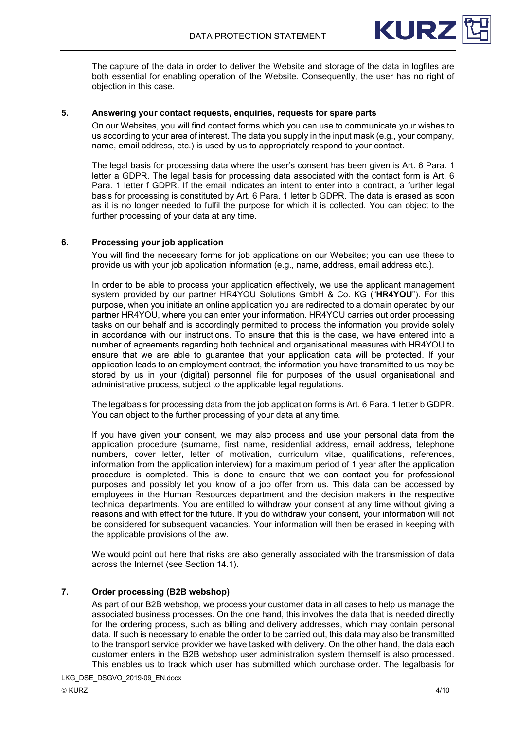The capture of the data in order to deliver the Website and storage of the data in logfiles are both essential for enabling operation of the Website. Consequently, the user has no right of objection in this case.

## 5. Answering your contact requests, enquiries, requests for spare parts

On our Websites, you will find contact forms which you can use to communicate your wishes to us according to your area of interest. The data you supply in the input mask (e.g., your company, name, email address, etc.) is used by us to appropriately respond to your contact.

The legal basis for processing data where the user's consent has been given is Art. 6 Para. 1 letter a GDPR. The legal basis for processing data associated with the contact form is Art. 6 Para. 1 letter f GDPR. If the email indicates an intent to enter into a contract, a further legal basis for processing is constituted by Art. 6 Para. 1 letter b GDPR. The data is erased as soon as it is no longer needed to fulfil the purpose for which it is collected. You can object to the further processing of your data at any time.

## 6. Processing your job application

You will find the necessary forms for job applications on our Websites; you can use these to provide us with your job application information (e.g., name, address, email address etc.).

In order to be able to process your application effectively, we use the applicant management system provided by our partner HR4YOU Solutions GmbH & Co. KG ("**HR4YOU**"). For this purpose, when you initiate an online application you are redirected to a domain operated by our partner HR4YOU, where you can enter your information. HR4YOU carries out order processing tasks on our behalf and is accordingly permitted to process the information you provide solely in accordance with our instructions. To ensure that this is the case, we have entered into a number of agreements regarding both technical and organisational measures with HR4YOU to ensure that we are able to guarantee that your application data will be protected. If your application leads to an employment contract, the information you have transmitted to us may be stored by us in your (digital) personnel file for purposes of the usual organisational and administrative process, subject to the applicable legal regulations.

The legalbasis for processing data from the job application forms is Art. 6 Para. 1 letter b GDPR. You can object to the further processing of your data at any time.

If you have given your consent, we may also process and use your personal data from the application procedure (surname, first name, residential address, email address, telephone numbers, cover letter, letter of motivation, curriculum vitae, qualifications, references, information from the application interview) for a maximum period of 1 year after the application procedure is completed. This is done to ensure that we can contact you for professional purposes and possibly let you know of a job offer from us. This data can be accessed by employees in the Human Resources department and the decision makers in the respective technical departments. You are entitled to withdraw your consent at any time without giving a reasons and with effect for the future. If you do withdraw your consent, your information will not be considered for subsequent vacancies. Your information will then be erased in keeping with the applicable provisions of the law.

We would point out here that risks are also generally associated with the transmission of data across the Internet (see Section 14.1).

## 7. Order processing (B2B webshop)

As part of our B2B webshop, we process your customer data in all cases to help us manage the associated business processes. On the one hand, this involves the data that is needed directly for the ordering process, such as billing and delivery addresses, which may contain personal data. If such is necessary to enable the order to be carried out, this data may also be transmitted to the transport service provider we have tasked with delivery. On the other hand, the data each customer enters in the B2B webshop user administration system themself is also processed. This enables us to track which user has submitted which purchase order. The legalbasis for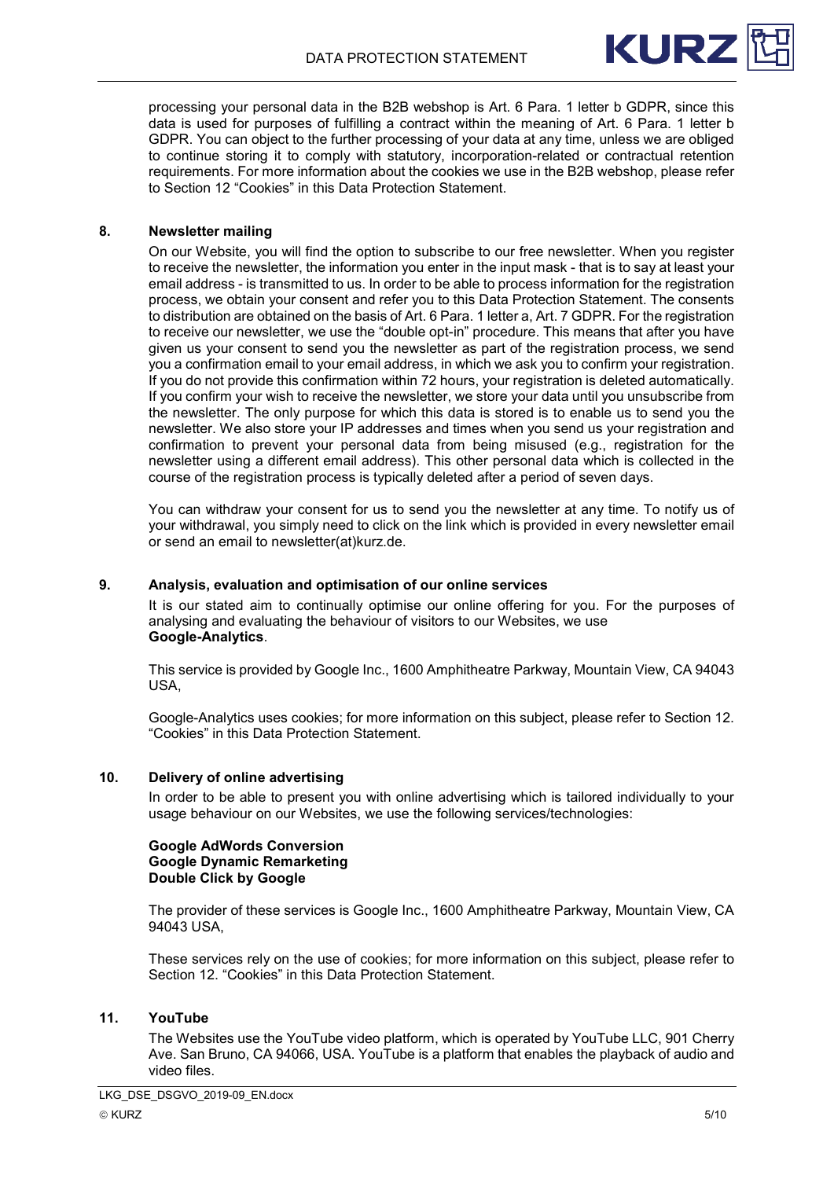processing your personal data in the B2B webshop is Art. 6 Para. 1 letter b GDPR, since this data is used for purposes of fulfilling a contract within the meaning of Art. 6 Para. 1 letter b GDPR. You can object to the further processing of your data at any time, unless we are obliged to continue storing it to comply with statutory, incorporation-related or contractual retention requirements. For more information about the cookies we use in the B2B webshop, please refer to Section 12 "Cookies" in this Data Protection Statement.

## 8. Newsletter mailing

On our Website, you will find the option to subscribe to our free newsletter. When you register to receive the newsletter, the information you enter in the input mask - that is to say at least your email address - is transmitted to us. In order to be able to process information for the registration process, we obtain your consent and refer you to this Data Protection Statement. The consents to distribution are obtained on the basis of Art. 6 Para. 1 letter a, Art. 7 GDPR. For the registration to receive our newsletter, we use the "double opt-in" procedure. This means that after you have given us your consent to send you the newsletter as part of the registration process, we send you a confirmation email to your email address, in which we ask you to confirm your registration. If you do not provide this confirmation within 72 hours, your registration is deleted automatically. If you confirm your wish to receive the newsletter, we store your data until you unsubscribe from the newsletter. The only purpose for which this data is stored is to enable us to send you the newsletter. We also store your IP addresses and times when you send us your registration and confirmation to prevent your personal data from being misused (e.g., registration for the newsletter using a different email address). This other personal data which is collected in the course of the registration process is typically deleted after a period of seven days.

You can withdraw your consent for us to send you the newsletter at any time. To notify us of your withdrawal, you simply need to click on the link which is provided in every newsletter email or send an email to newsletter(at)kurz.de.

## 9. Analysis, evaluation and optimisation of our online services

It is our stated aim to continually optimise our online offering for you. For the purposes of analysing and evaluating the behaviour of visitors to our Websites, we use **Google-Analytics**.

This service is provided by Google Inc., 1600 Amphitheatre Parkway, Mountain View, CA 94043 USA,

Google-Analytics uses cookies; for more information on this subject, please refer to Section 12. "Cookies" in this Data Protection Statement.

## 10. Delivery of online advertising

In order to be able to present you with online advertising which is tailored individually to your usage behaviour on our Websites, we use the following services/technologies:

**Google AdWords Conversion**
**Google Dynamic Remarketing**
**Double Click by Google**

The provider of these services is Google Inc., 1600 Amphitheatre Parkway, Mountain View, CA 94043 USA,

These services rely on the use of cookies; for more information on this subject, please refer to Section 12. "Cookies" in this Data Protection Statement.

## 11. YouTube

The Websites use the YouTube video platform, which is operated by YouTube LLC, 901 Cherry Ave. San Bruno, CA 94066, USA. YouTube is a platform that enables the playback of audio and video files.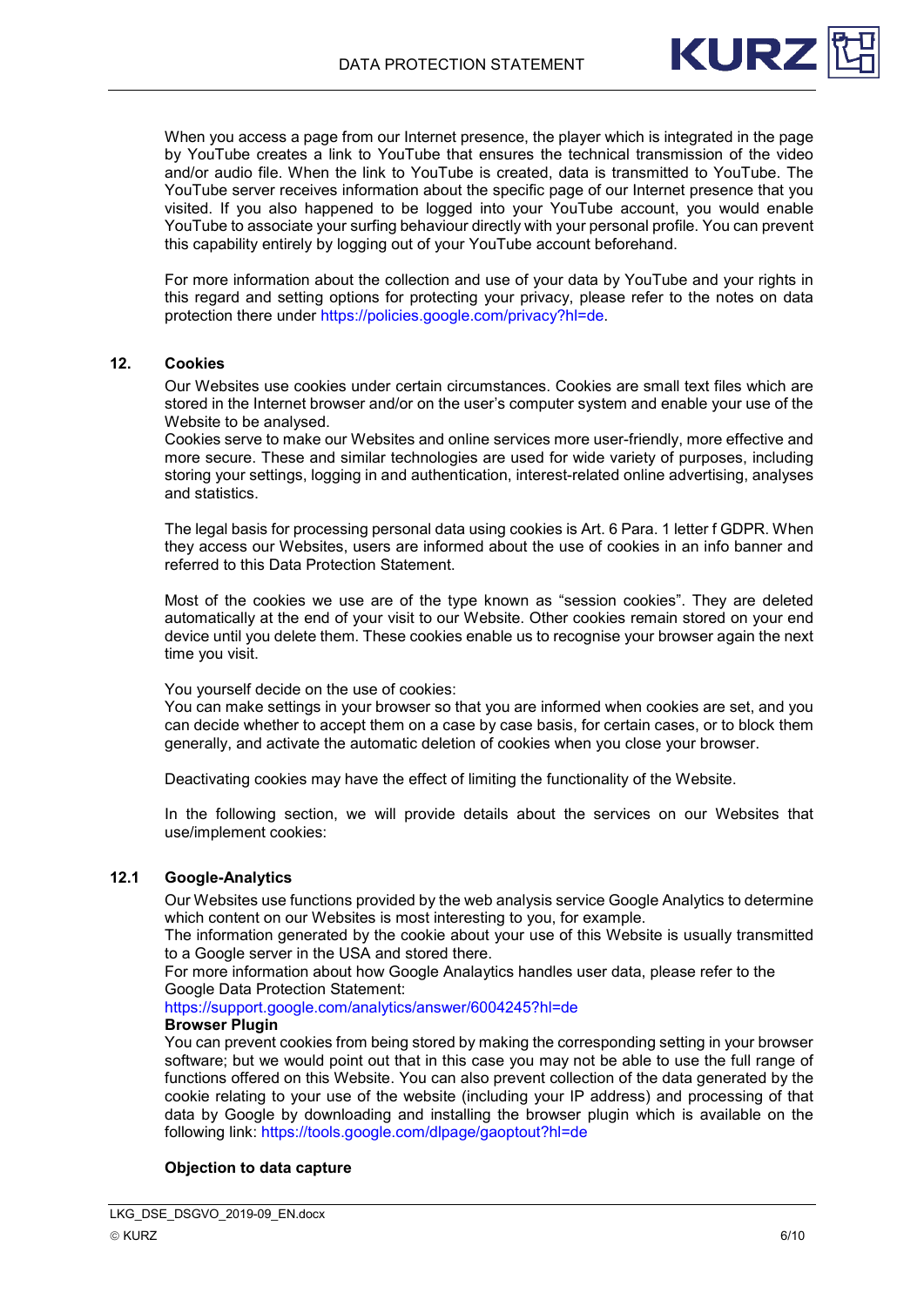When you access a page from our Internet presence, the player which is integrated in the page by YouTube creates a link to YouTube that ensures the technical transmission of the video and/or audio file. When the link to YouTube is created, data is transmitted to YouTube. The YouTube server receives information about the specific page of our Internet presence that you visited. If you also happened to be logged into your YouTube account, you would enable YouTube to associate your surfing behaviour directly with your personal profile. You can prevent this capability entirely by logging out of your YouTube account beforehand.

For more information about the collection and use of your data by YouTube and your rights in this regard and setting options for protecting your privacy, please refer to the notes on data protection there under https://policies.google.com/privacy?hl=de.

## 12. Cookies

Our Websites use cookies under certain circumstances. Cookies are small text files which are stored in the Internet browser and/or on the user's computer system and enable your use of the Website to be analysed.
Cookies serve to make our Websites and online services more user-friendly, more effective and more secure. These and similar technologies are used for wide variety of purposes, including storing your settings, logging in and authentication, interest-related online advertising, analyses and statistics.

The legal basis for processing personal data using cookies is Art. 6 Para. 1 letter f GDPR. When they access our Websites, users are informed about the use of cookies in an info banner and referred to this Data Protection Statement.

Most of the cookies we use are of the type known as "session cookies". They are deleted automatically at the end of your visit to our Website. Other cookies remain stored on your end device until you delete them. These cookies enable us to recognise your browser again the next time you visit.

You yourself decide on the use of cookies:
You can make settings in your browser so that you are informed when cookies are set, and you can decide whether to accept them on a case by case basis, for certain cases, or to block them generally, and activate the automatic deletion of cookies when you close your browser.

Deactivating cookies may have the effect of limiting the functionality of the Website.

In the following section, we will provide details about the services on our Websites that use/implement cookies:

### 12.1 Google-Analytics

Our Websites use functions provided by the web analysis service Google Analytics to determine which content on our Websites is most interesting to you, for example.
The information generated by the cookie about your use of this Website is usually transmitted to a Google server in the USA and stored there.
For more information about how Google Analaytics handles user data, please refer to the Google Data Protection Statement:
https://support.google.com/analytics/answer/6004245?hl=de

**Browser Plugin**

You can prevent cookies from being stored by making the corresponding setting in your browser software; but we would point out that in this case you may not be able to use the full range of functions offered on this Website. You can also prevent collection of the data generated by the cookie relating to your use of the website (including your IP address) and processing of that data by Google by downloading and installing the browser plugin which is available on the following link: https://tools.google.com/dlpage/gaoptout?hl=de

**Objection to data capture**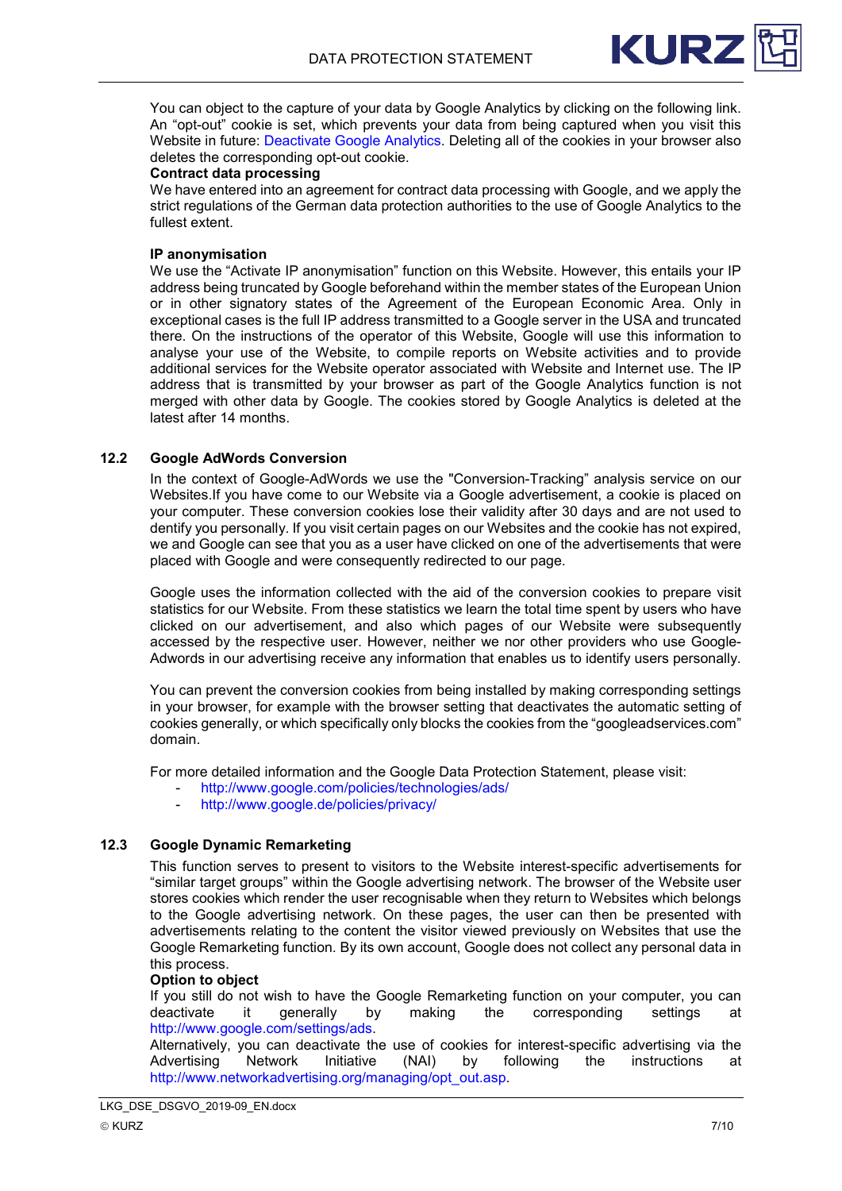You can object to the capture of your data by Google Analytics by clicking on the following link. An "opt-out" cookie is set, which prevents your data from being captured when you visit this Website in future: Deactivate Google Analytics. Deleting all of the cookies in your browser also deletes the corresponding opt-out cookie.

**Contract data processing**

We have entered into an agreement for contract data processing with Google, and we apply the strict regulations of the German data protection authorities to the use of Google Analytics to the fullest extent.

**IP anonymisation**

We use the "Activate IP anonymisation" function on this Website. However, this entails your IP address being truncated by Google beforehand within the member states of the European Union or in other signatory states of the Agreement of the European Economic Area. Only in exceptional cases is the full IP address transmitted to a Google server in the USA and truncated there. On the instructions of the operator of this Website, Google will use this information to analyse your use of the Website, to compile reports on Website activities and to provide additional services for the Website operator associated with Website and Internet use. The IP address that is transmitted by your browser as part of the Google Analytics function is not merged with other data by Google. The cookies stored by Google Analytics is deleted at the latest after 14 months.

### 12.2 Google AdWords Conversion

In the context of Google-AdWords we use the "Conversion-Tracking" analysis service on our Websites.If you have come to our Website via a Google advertisement, a cookie is placed on your computer. These conversion cookies lose their validity after 30 days and are not used to dentify you personally. If you visit certain pages on our Websites and the cookie has not expired, we and Google can see that you as a user have clicked on one of the advertisements that were placed with Google and were consequently redirected to our page.

Google uses the information collected with the aid of the conversion cookies to prepare visit statistics for our Website. From these statistics we learn the total time spent by users who have clicked on our advertisement, and also which pages of our Website were subsequently accessed by the respective user. However, neither we nor other providers who use Google-Adwords in our advertising receive any information that enables us to identify users personally.

You can prevent the conversion cookies from being installed by making corresponding settings in your browser, for example with the browser setting that deactivates the automatic setting of cookies generally, or which specifically only blocks the cookies from the "googleadservices.com" domain.

For more detailed information and the Google Data Protection Statement, please visit:

- http://www.google.com/policies/technologies/ads/
- http://www.google.de/policies/privacy/

### 12.3 Google Dynamic Remarketing

This function serves to present to visitors to the Website interest-specific advertisements for "similar target groups" within the Google advertising network. The browser of the Website user stores cookies which render the user recognisable when they return to Websites which belongs to the Google advertising network. On these pages, the user can then be presented with advertisements relating to the content the visitor viewed previously on Websites that use the Google Remarketing function. By its own account, Google does not collect any personal data in this process.

**Option to object**

If you still do not wish to have the Google Remarketing function on your computer, you can deactivate it generally by making the corresponding settings at http://www.google.com/settings/ads.

Alternatively, you can deactivate the use of cookies for interest-specific advertising via the Advertising Network Initiative (NAI) by following the instructions at http://www.networkadvertising.org/managing/opt_out.asp.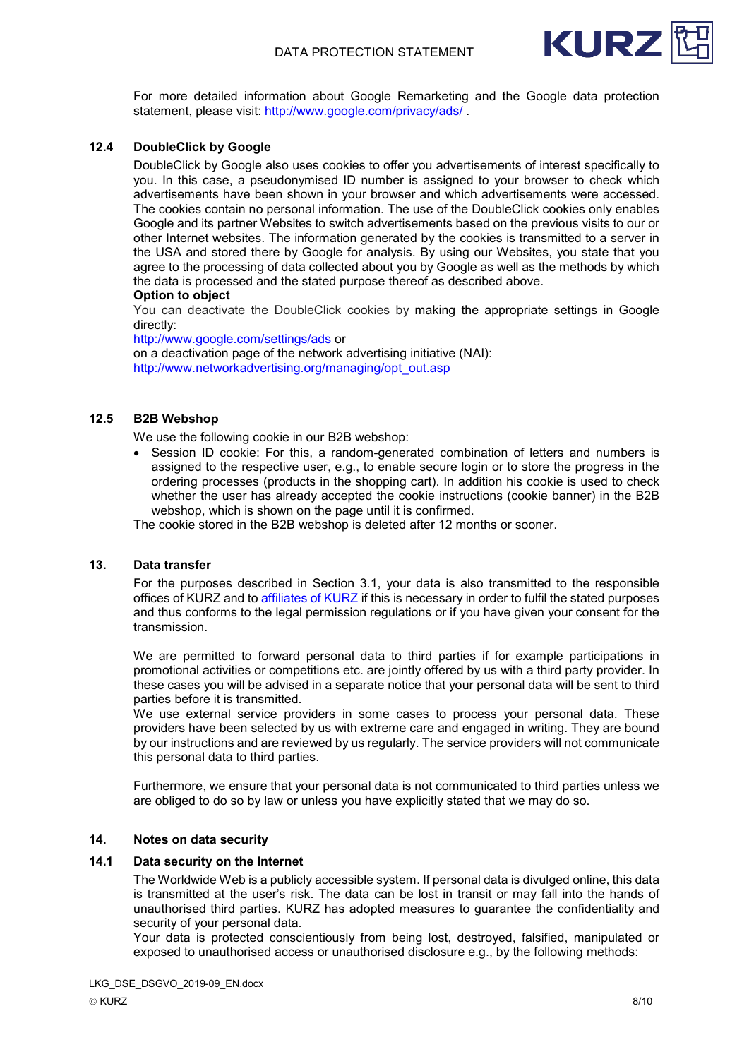For more detailed information about Google Remarketing and the Google data protection statement, please visit: http://www.google.com/privacy/ads/ .

### 12.4 DoubleClick by Google

DoubleClick by Google also uses cookies to offer you advertisements of interest specifically to you. In this case, a pseudonymised ID number is assigned to your browser to check which advertisements have been shown in your browser and which advertisements were accessed. The cookies contain no personal information. The use of the DoubleClick cookies only enables Google and its partner Websites to switch advertisements based on the previous visits to our or other Internet websites. The information generated by the cookies is transmitted to a server in the USA and stored there by Google for analysis. By using our Websites, you state that you agree to the processing of data collected about you by Google as well as the methods by which the data is processed and the stated purpose thereof as described above.

**Option to object**

You can deactivate the DoubleClick cookies by making the appropriate settings in Google directly:
http://www.google.com/settings/ads or
on a deactivation page of the network advertising initiative (NAI):
http://www.networkadvertising.org/managing/opt_out.asp

### 12.5 B2B Webshop

We use the following cookie in our B2B webshop:

- Session ID cookie: For this, a random-generated combination of letters and numbers is assigned to the respective user, e.g., to enable secure login or to store the progress in the ordering processes (products in the shopping cart). In addition his cookie is used to check whether the user has already accepted the cookie instructions (cookie banner) in the B2B webshop, which is shown on the page until it is confirmed.

The cookie stored in the B2B webshop is deleted after 12 months or sooner.

## 13. Data transfer

For the purposes described in Section 3.1, your data is also transmitted to the responsible offices of KURZ and to affiliates of KURZ if this is necessary in order to fulfil the stated purposes and thus conforms to the legal permission regulations or if you have given your consent for the transmission.

We are permitted to forward personal data to third parties if for example participations in promotional activities or competitions etc. are jointly offered by us with a third party provider. In these cases you will be advised in a separate notice that your personal data will be sent to third parties before it is transmitted.
We use external service providers in some cases to process your personal data. These providers have been selected by us with extreme care and engaged in writing. They are bound by our instructions and are reviewed by us regularly. The service providers will not communicate this personal data to third parties.

Furthermore, we ensure that your personal data is not communicated to third parties unless we are obliged to do so by law or unless you have explicitly stated that we may do so.

## 14. Notes on data security

### 14.1 Data security on the Internet

The Worldwide Web is a publicly accessible system. If personal data is divulged online, this data is transmitted at the user's risk. The data can be lost in transit or may fall into the hands of unauthorised third parties. KURZ has adopted measures to guarantee the confidentiality and security of your personal data.
Your data is protected conscientiously from being lost, destroyed, falsified, manipulated or exposed to unauthorised access or unauthorised disclosure e.g., by the following methods: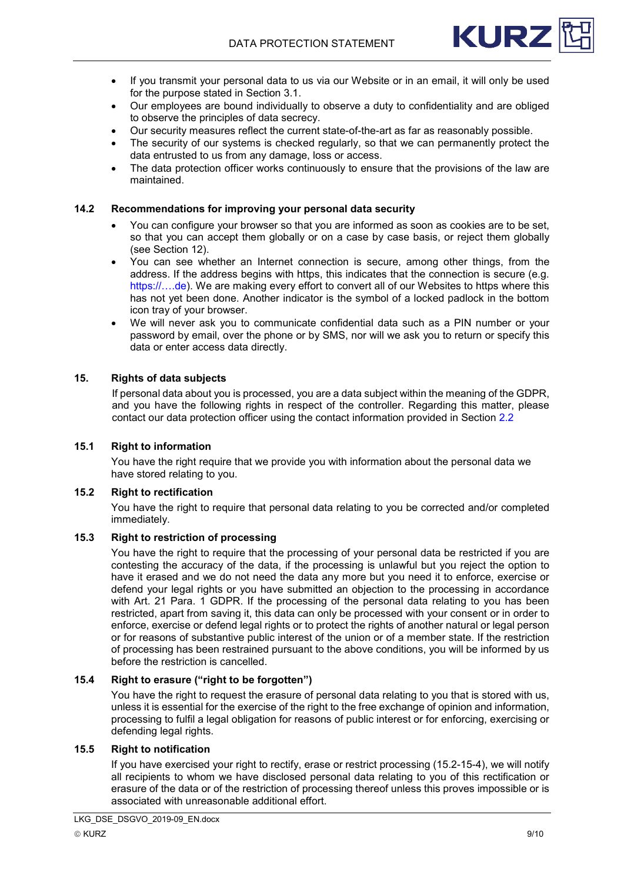- If you transmit your personal data to us via our Website or in an email, it will only be used for the purpose stated in Section 3.1.
- Our employees are bound individually to observe a duty to confidentiality and are obliged to observe the principles of data secrecy.
- Our security measures reflect the current state-of-the-art as far as reasonably possible.
- The security of our systems is checked regularly, so that we can permanently protect the data entrusted to us from any damage, loss or access.
- The data protection officer works continuously to ensure that the provisions of the law are maintained.

### 14.2 Recommendations for improving your personal data security

- You can configure your browser so that you are informed as soon as cookies are to be set, so that you can accept them globally or on a case by case basis, or reject them globally (see Section 12).
- You can see whether an Internet connection is secure, among other things, from the address. If the address begins with https, this indicates that the connection is secure (e.g. https://….de). We are making every effort to convert all of our Websites to https where this has not yet been done. Another indicator is the symbol of a locked padlock in the bottom icon tray of your browser.
- We will never ask you to communicate confidential data such as a PIN number or your password by email, over the phone or by SMS, nor will we ask you to return or specify this data or enter access data directly.

## 15. Rights of data subjects

If personal data about you is processed, you are a data subject within the meaning of the GDPR, and you have the following rights in respect of the controller. Regarding this matter, please contact our data protection officer using the contact information provided in Section 2.2

### 15.1 Right to information

You have the right require that we provide you with information about the personal data we have stored relating to you.

### 15.2 Right to rectification

You have the right to require that personal data relating to you be corrected and/or completed immediately.

### 15.3 Right to restriction of processing

You have the right to require that the processing of your personal data be restricted if you are contesting the accuracy of the data, if the processing is unlawful but you reject the option to have it erased and we do not need the data any more but you need it to enforce, exercise or defend your legal rights or you have submitted an objection to the processing in accordance with Art. 21 Para. 1 GDPR. If the processing of the personal data relating to you has been restricted, apart from saving it, this data can only be processed with your consent or in order to enforce, exercise or defend legal rights or to protect the rights of another natural or legal person or for reasons of substantive public interest of the union or of a member state. If the restriction of processing has been restrained pursuant to the above conditions, you will be informed by us before the restriction is cancelled.

### 15.4 Right to erasure ("right to be forgotten")

You have the right to request the erasure of personal data relating to you that is stored with us, unless it is essential for the exercise of the right to the free exchange of opinion and information, processing to fulfil a legal obligation for reasons of public interest or for enforcing, exercising or defending legal rights.

### 15.5 Right to notification

If you have exercised your right to rectify, erase or restrict processing (15.2-15-4), we will notify all recipients to whom we have disclosed personal data relating to you of this rectification or erasure of the data or of the restriction of processing thereof unless this proves impossible or is associated with unreasonable additional effort.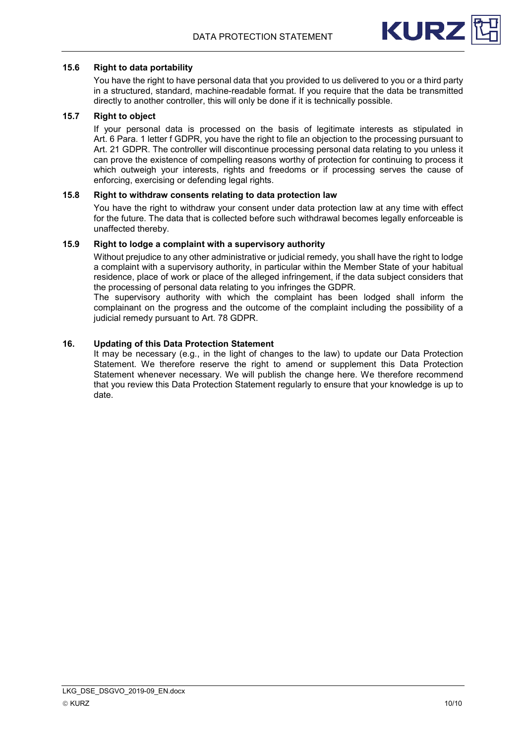### 15.6 Right to data portability

You have the right to have personal data that you provided to us delivered to you or a third party in a structured, standard, machine-readable format. If you require that the data be transmitted directly to another controller, this will only be done if it is technically possible.

### 15.7 Right to object

If your personal data is processed on the basis of legitimate interests as stipulated in Art. 6 Para. 1 letter f GDPR, you have the right to file an objection to the processing pursuant to Art. 21 GDPR. The controller will discontinue processing personal data relating to you unless it can prove the existence of compelling reasons worthy of protection for continuing to process it which outweigh your interests, rights and freedoms or if processing serves the cause of enforcing, exercising or defending legal rights.

### 15.8 Right to withdraw consents relating to data protection law

You have the right to withdraw your consent under data protection law at any time with effect for the future. The data that is collected before such withdrawal becomes legally enforceable is unaffected thereby.

### 15.9 Right to lodge a complaint with a supervisory authority

Without prejudice to any other administrative or judicial remedy, you shall have the right to lodge a complaint with a supervisory authority, in particular within the Member State of your habitual residence, place of work or place of the alleged infringement, if the data subject considers that the processing of personal data relating to you infringes the GDPR.

The supervisory authority with which the complaint has been lodged shall inform the complainant on the progress and the outcome of the complaint including the possibility of a judicial remedy pursuant to Art. 78 GDPR.

## 16. Updating of this Data Protection Statement

It may be necessary (e.g., in the light of changes to the law) to update our Data Protection Statement. We therefore reserve the right to amend or supplement this Data Protection Statement whenever necessary. We will publish the change here. We therefore recommend that you review this Data Protection Statement regularly to ensure that your knowledge is up to date.